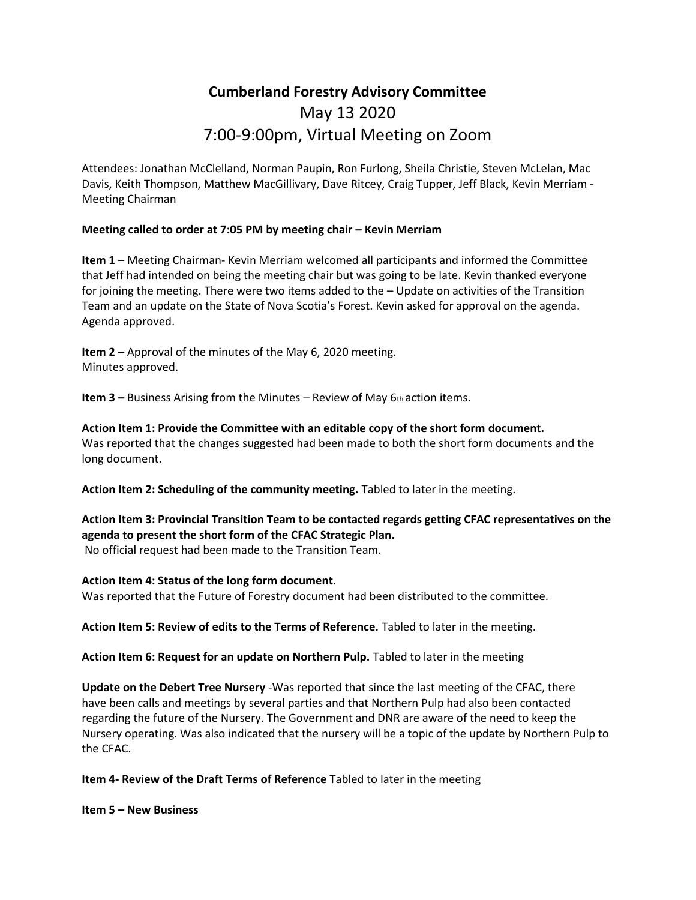# Cumberland Forestry Advisory Committee

## May 13 2020

## 7:00-9:00pm, Virtual Meeting on Zoom

Attendees: Jonathan McClelland, Norman Paupin, Ron Furlong, Sheila Christie, Steven McLelan, Mac Davis, Keith Thompson, Matthew MacGillivary, Dave Ritcey, Craig Tupper, Jeff Black, Kevin Merriam - Meeting Chairman

**Meeting called to order at 7:05 PM by meeting chair – Kevin Merriam**

**Item 1** – Meeting Chairman- Kevin Merriam welcomed all participants and informed the Committee that Jeff had intended on being the meeting chair but was going to be late. Kevin thanked everyone for joining the meeting. There were two items added to the – Update on activities of the Transition Team and an update on the State of Nova Scotia's Forest. Kevin asked for approval on the agenda. Agenda approved.

**Item 2 –** Approval of the minutes of the May 6, 2020 meeting.
Minutes approved.

**Item 3 –** Business Arising from the Minutes – Review of May 6th action items.

**Action Item 1: Provide the Committee with an editable copy of the short form document.**
Was reported that the changes suggested had been made to both the short form documents and the long document.

**Action Item 2: Scheduling of the community meeting.** Tabled to later in the meeting.

**Action Item 3: Provincial Transition Team to be contacted regards getting CFAC representatives on the agenda to present the short form of the CFAC Strategic Plan.**
No official request had been made to the Transition Team.

**Action Item 4: Status of the long form document.**
Was reported that the Future of Forestry document had been distributed to the committee.

**Action Item 5: Review of edits to the Terms of Reference.** Tabled to later in the meeting.

**Action Item 6: Request for an update on Northern Pulp.** Tabled to later in the meeting

**Update on the Debert Tree Nursery** -Was reported that since the last meeting of the CFAC, there have been calls and meetings by several parties and that Northern Pulp had also been contacted regarding the future of the Nursery. The Government and DNR are aware of the need to keep the Nursery operating. Was also indicated that the nursery will be a topic of the update by Northern Pulp to the CFAC.

**Item 4- Review of the Draft Terms of Reference** Tabled to later in the meeting

**Item 5 – New Business**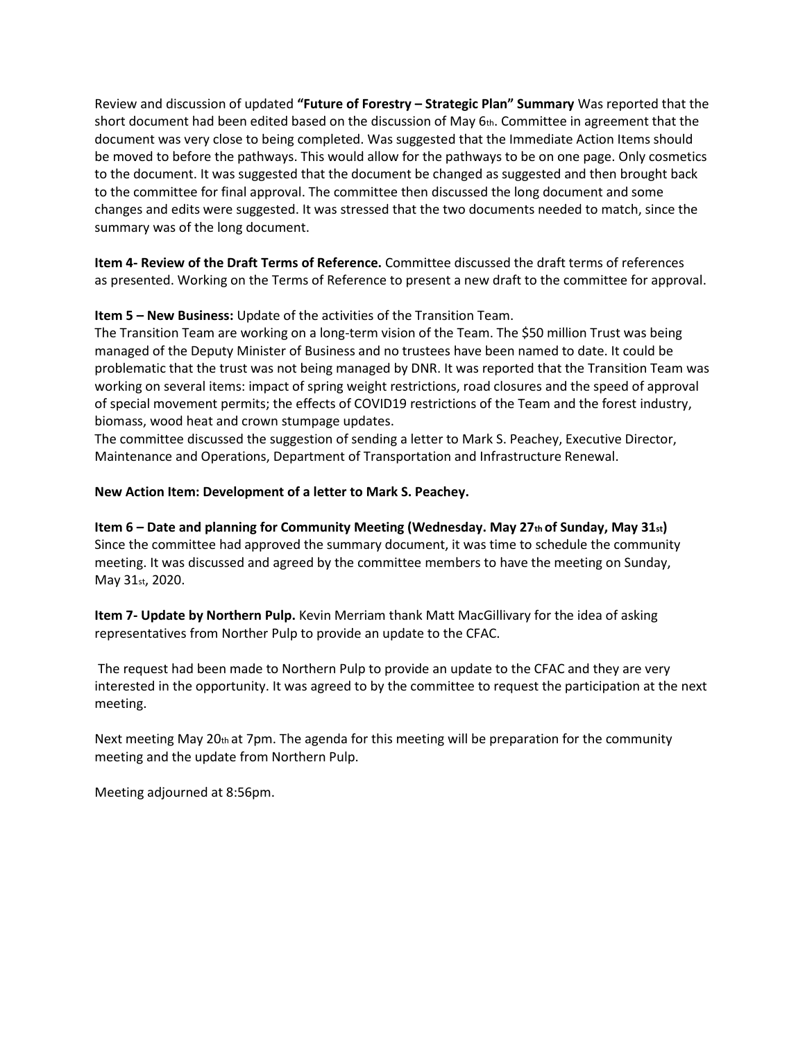Review and discussion of updated **"Future of Forestry – Strategic Plan" Summary** Was reported that the short document had been edited based on the discussion of May 6th. Committee in agreement that the document was very close to being completed. Was suggested that the Immediate Action Items should be moved to before the pathways. This would allow for the pathways to be on one page. Only cosmetics to the document. It was suggested that the document be changed as suggested and then brought back to the committee for final approval. The committee then discussed the long document and some changes and edits were suggested. It was stressed that the two documents needed to match, since the summary was of the long document.

**Item 4- Review of the Draft Terms of Reference.** Committee discussed the draft terms of references as presented. Working on the Terms of Reference to present a new draft to the committee for approval.

**Item 5 – New Business:** Update of the activities of the Transition Team.

The Transition Team are working on a long-term vision of the Team. The $50 million Trust was being managed of the Deputy Minister of Business and no trustees have been named to date. It could be problematic that the trust was not being managed by DNR. It was reported that the Transition Team was working on several items: impact of spring weight restrictions, road closures and the speed of approval of special movement permits; the effects of COVID19 restrictions of the Team and the forest industry, biomass, wood heat and crown stumpage updates.

The committee discussed the suggestion of sending a letter to Mark S. Peachey, Executive Director, Maintenance and Operations, Department of Transportation and Infrastructure Renewal.

**New Action Item: Development of a letter to Mark S. Peachey.**

**Item 6 – Date and planning for Community Meeting (Wednesday. May 27th of Sunday, May 31st)**
Since the committee had approved the summary document, it was time to schedule the community meeting. It was discussed and agreed by the committee members to have the meeting on Sunday, May 31st, 2020.

**Item 7- Update by Northern Pulp.** Kevin Merriam thank Matt MacGillivary for the idea of asking representatives from Norther Pulp to provide an update to the CFAC.

The request had been made to Northern Pulp to provide an update to the CFAC and they are very interested in the opportunity. It was agreed to by the committee to request the participation at the next meeting.

Next meeting May 20th at 7pm. The agenda for this meeting will be preparation for the community meeting and the update from Northern Pulp.

Meeting adjourned at 8:56pm.